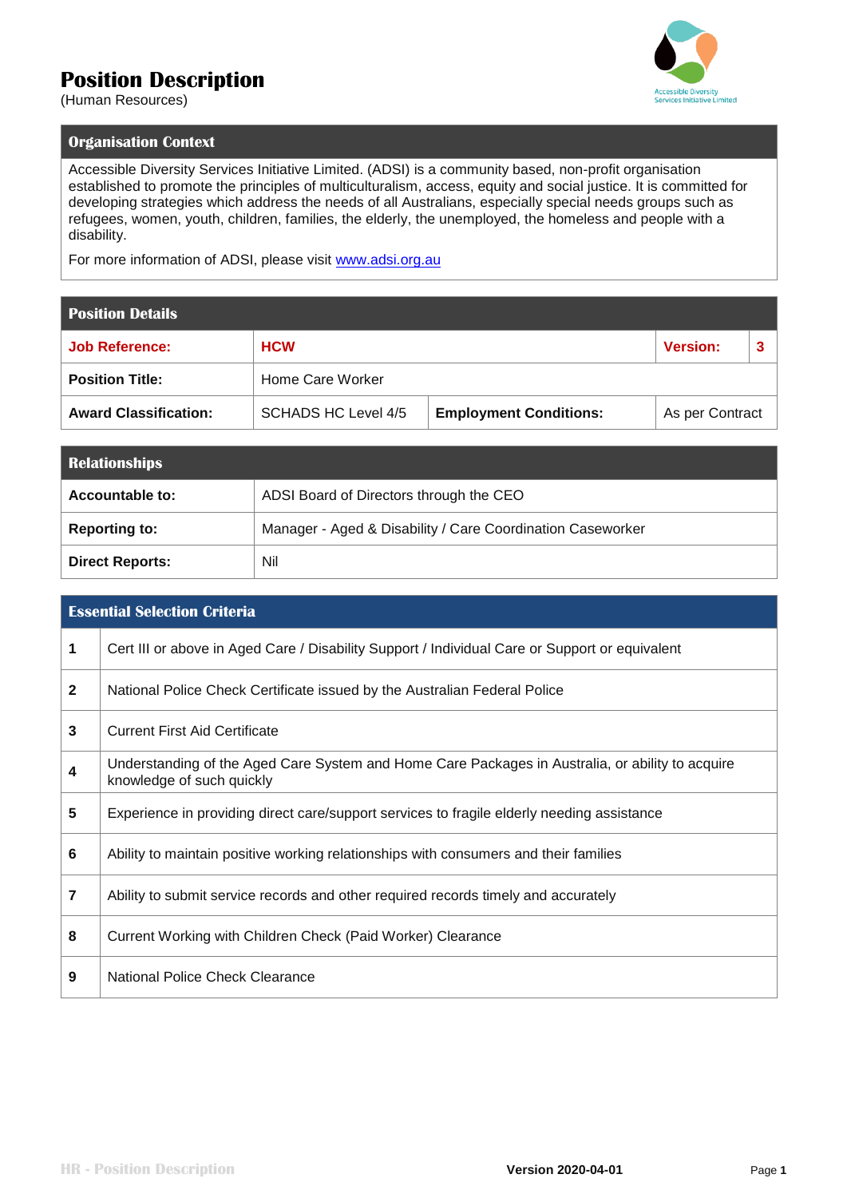# Position Description

(Human Resources)

## Organisation Context

Accessible Diversity Services Initiative Limited. (ADSI) is a community based, non-profit organisation established to promote the principles of multiculturalism, access, equity and social justice. It is committed for developing strategies which address the needs of all Australians, especially special needs groups such as refugees, women, youth, children, families, the elderly, the unemployed, the homeless and people with a disability.

For more information of ADSI, please visit www.adsi.org.au

## Position Details

| **Job Reference:** | **HCW** | | **Version:** | **3** |
|---|---|---|---|---|
| **Position Title:** | Home Care Worker | | | |
| **Award Classification:** | SCHADS HC Level 4/5 | **Employment Conditions:** | As per Contract | |

## Relationships

| | |
|---|---|
| **Accountable to:** | ADSI Board of Directors through the CEO |
| **Reporting to:** | Manager - Aged & Disability / Care Coordination Caseworker |
| **Direct Reports:** | Nil |

## Essential Selection Criteria

| | |
|---|---|
| **1** | Cert III or above in Aged Care / Disability Support / Individual Care or Support or equivalent |
| **2** | National Police Check Certificate issued by the Australian Federal Police |
| **3** | Current First Aid Certificate |
| **4** | Understanding of the Aged Care System and Home Care Packages in Australia, or ability to acquire knowledge of such quickly |
| **5** | Experience in providing direct care/support services to fragile elderly needing assistance |
| **6** | Ability to maintain positive working relationships with consumers and their families |
| **7** | Ability to submit service records and other required records timely and accurately |
| **8** | Current Working with Children Check (Paid Worker) Clearance |
| **9** | National Police Check Clearance |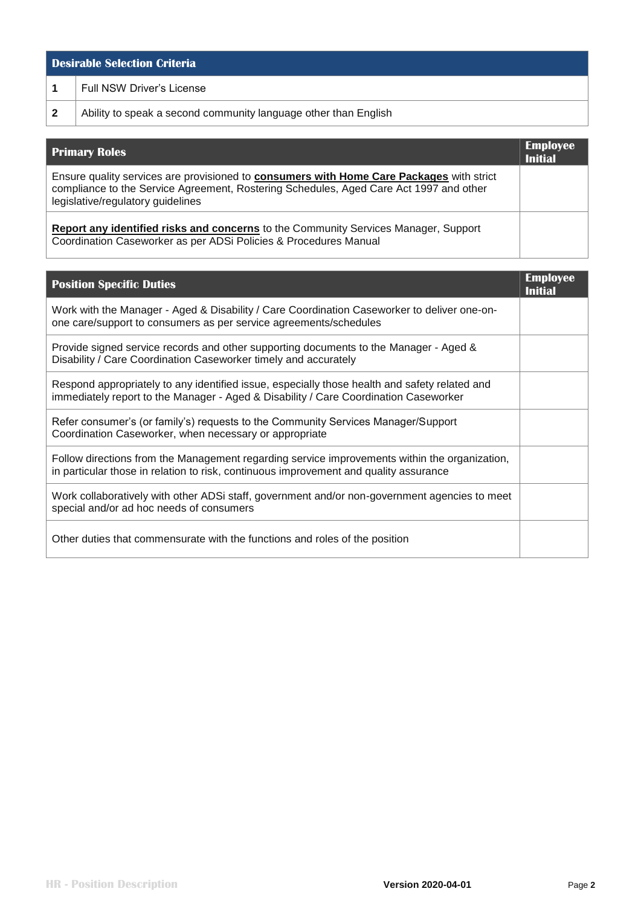| Desirable Selection Criteria | |
|---|---|
| **1** | Full NSW Driver's License |
| **2** | Ability to speak a second community language other than English |

| Primary Roles | Employee Initial |
|---|---|
| Ensure quality services are provisioned to **consumers with Home Care Packages** with strict compliance to the Service Agreement, Rostering Schedules, Aged Care Act 1997 and other legislative/regulatory guidelines | |
| **Report any identified risks and concerns** to the Community Services Manager, Support Coordination Caseworker as per ADSi Policies & Procedures Manual | |

| Position Specific Duties | Employee Initial |
|---|---|
| Work with the Manager - Aged & Disability / Care Coordination Caseworker to deliver one-on-one care/support to consumers as per service agreements/schedules | |
| Provide signed service records and other supporting documents to the Manager - Aged & Disability / Care Coordination Caseworker timely and accurately | |
| Respond appropriately to any identified issue, especially those health and safety related and immediately report to the Manager - Aged & Disability / Care Coordination Caseworker | |
| Refer consumer's (or family's) requests to the Community Services Manager/Support Coordination Caseworker, when necessary or appropriate | |
| Follow directions from the Management regarding service improvements within the organization, in particular those in relation to risk, continuous improvement and quality assurance | |
| Work collaboratively with other ADSi staff, government and/or non-government agencies to meet special and/or ad hoc needs of consumers | |
| Other duties that commensurate with the functions and roles of the position | |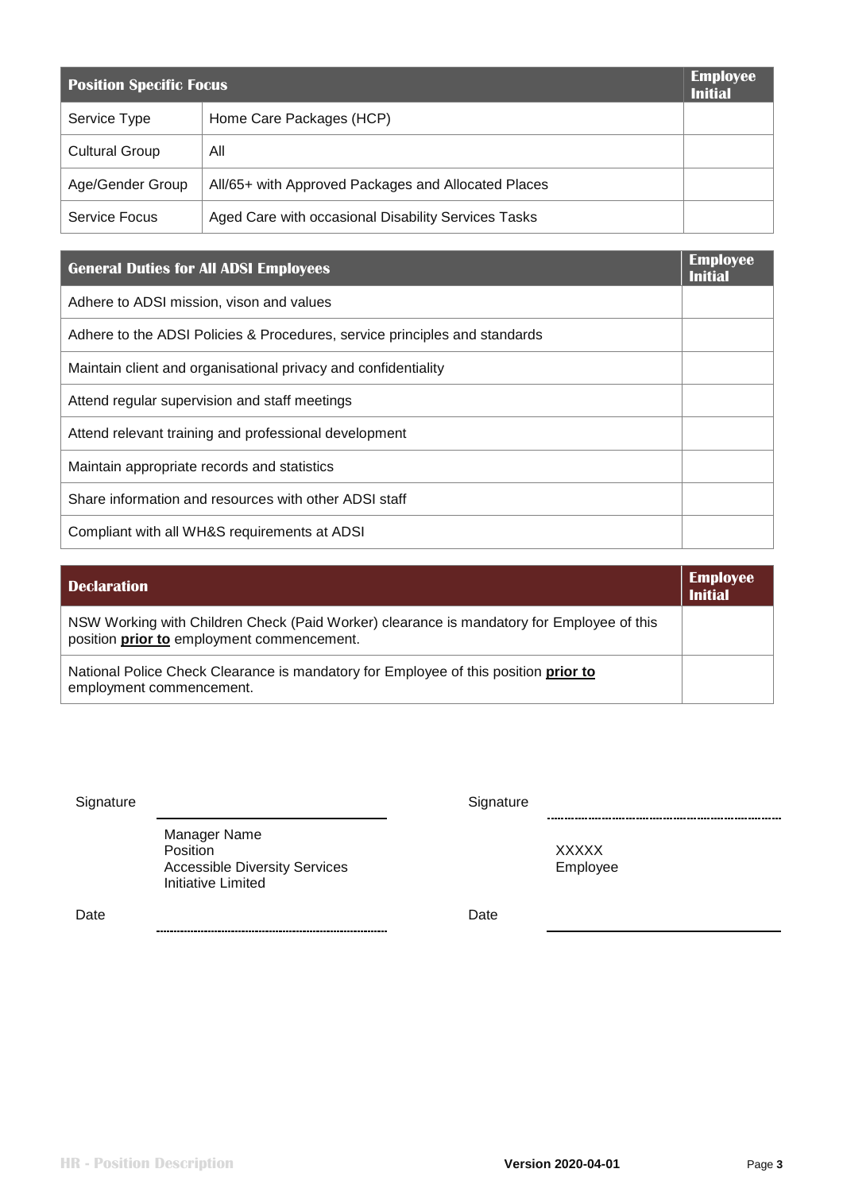| Position Specific Focus | | Employee Initial |
|---|---|---|
| Service Type | Home Care Packages (HCP) | |
| Cultural Group | All | |
| Age/Gender Group | All/65+ with Approved Packages and Allocated Places | |
| Service Focus | Aged Care with occasional Disability Services Tasks | |

| General Duties for All ADSI Employees | Employee Initial |
|---|---|
| Adhere to ADSI mission, vison and values | |
| Adhere to the ADSI Policies & Procedures, service principles and standards | |
| Maintain client and organisational privacy and confidentiality | |
| Attend regular supervision and staff meetings | |
| Attend relevant training and professional development | |
| Maintain appropriate records and statistics | |
| Share information and resources with other ADSI staff | |
| Compliant with all WH&S requirements at ADSI | |

| Declaration | Employee Initial |
|---|---|
| NSW Working with Children Check (Paid Worker) clearance is mandatory for Employee of this position **prior to** employment commencement. | |
| National Police Check Clearance is mandatory for Employee of this position **prior to** employment commencement. | |

Signature ______________________

Manager Name
Position
Accessible Diversity Services Initiative Limited

Date ______________________

Signature ______________________

XXXXX
Employee

Date ______________________